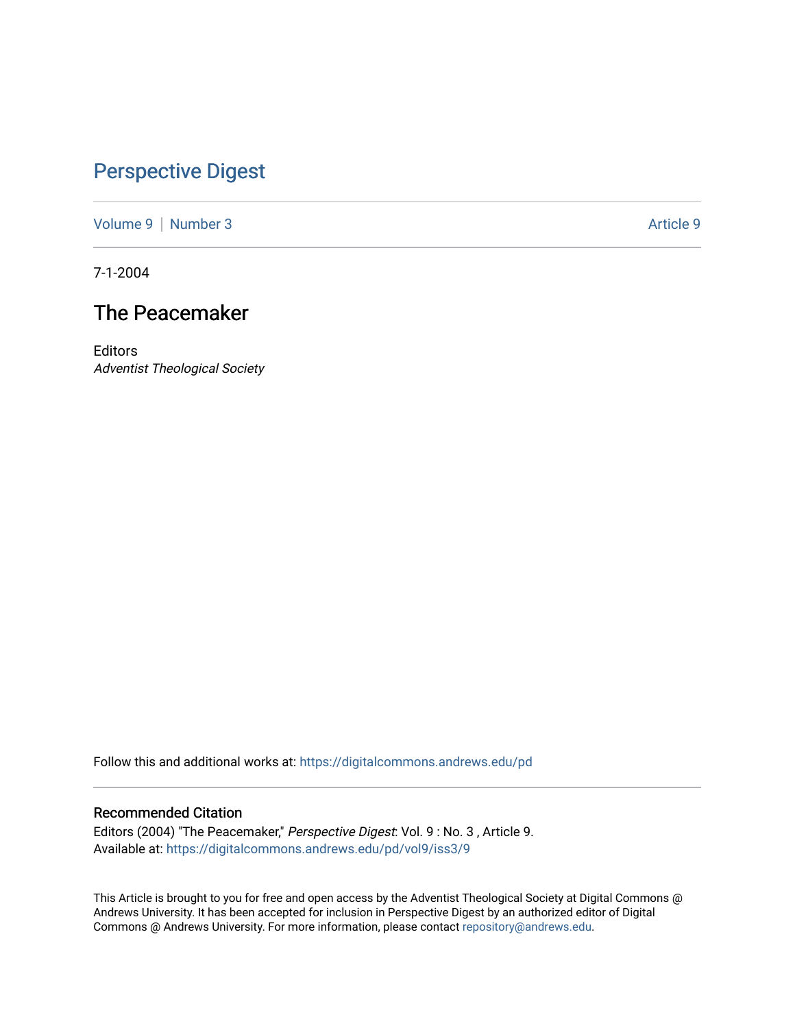# Perspective Digest

Volume 9 | Number 3 | Article 9

7-1-2004

## The Peacemaker

Editors
*Adventist Theological Society*

Follow this and additional works at: https://digitalcommons.andrews.edu/pd

### Recommended Citation

Editors (2004) "The Peacemaker," *Perspective Digest*: Vol. 9 : No. 3 , Article 9.
Available at: https://digitalcommons.andrews.edu/pd/vol9/iss3/9

This Article is brought to you for free and open access by the Adventist Theological Society at Digital Commons @ Andrews University. It has been accepted for inclusion in Perspective Digest by an authorized editor of Digital Commons @ Andrews University. For more information, please contact repository@andrews.edu.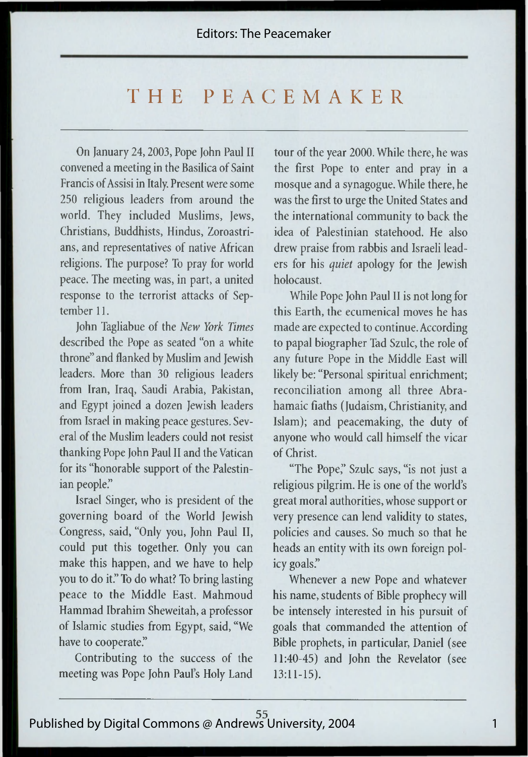# THE PEACEMAKER

On January 24, 2003, Pope John Paul II convened a meeting in the Basilica of Saint Francis of Assisi in Italy. Present were some 250 religious leaders from around the world. They included Muslims, Jews, Christians, Buddhists, Hindus, Zoroastrians, and representatives of native African religions. The purpose? To pray for world peace. The meeting was, in part, a united response to the terrorist attacks of September 11.

John Tagliabue of the *New York Times* described the Pope as seated "on a white throne" and flanked by Muslim and Jewish leaders. More than 30 religious leaders from Iran, Iraq, Saudi Arabia, Pakistan, and Egypt joined a dozen Jewish leaders from Israel in making peace gestures. Several of the Muslim leaders could not resist thanking Pope John Paul II and the Vatican for its "honorable support of the Palestinian people."

Israel Singer, who is president of the governing board of the World Jewish Congress, said, "Only you, John Paul II, could put this together. Only you can make this happen, and we have to help you to do it." To do what? To bring lasting peace to the Middle East. Mahmoud Hammad Ibrahim Sheweitah, a professor of Islamic studies from Egypt, said, "We have to cooperate."

Contributing to the success of the meeting was Pope John Paul's Holy Land tour of the year 2000. While there, he was the first Pope to enter and pray in a mosque and a synagogue. While there, he was the first to urge the United States and the international community to back the idea of Palestinian statehood. He also drew praise from rabbis and Israeli leaders for his *quiet* apology for the Jewish holocaust.

While Pope John Paul II is not long for this Earth, the ecumenical moves he has made are expected to continue. According to papal biographer Tad Szulc, the role of any future Pope in the Middle East will likely be: "Personal spiritual enrichment; reconciliation among all three Abrahamaic fiaths (Judaism, Christianity, and Islam); and peacemaking, the duty of anyone who would call himself the vicar of Christ.

"The Pope," Szulc says, "is not just a religious pilgrim. He is one of the world's great moral authorities, whose support or very presence can lend validity to states, policies and causes. So much so that he heads an entity with its own foreign policy goals."

Whenever a new Pope and whatever his name, students of Bible prophecy will be intensely interested in his pursuit of goals that commanded the attention of Bible prophets, in particular, Daniel (see 11:40-45) and John the Revelator (see 13:11-15).